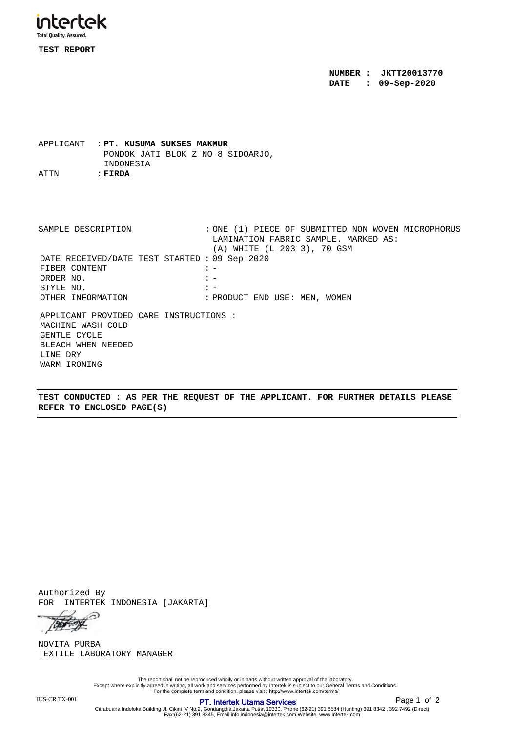intertek
Total Quality. Assured.

**TEST REPORT**

**NUMBER : JKTT20013770**
**DATE : 09-Sep-2020**

APPLICANT : **PT. KUSUMA SUKSES MAKMUR**
PONDOK JATI BLOK Z NO 8 SIDOARJO,
INDONESIA
ATTN : **FIRDA**

| | |
|---|---|
| SAMPLE DESCRIPTION | : ONE (1) PIECE OF SUBMITTED NON WOVEN MICROPHORUS LAMINATION FABRIC SAMPLE. MARKED AS: (A) WHITE (L 203 3), 70 GSM |
| DATE RECEIVED/DATE TEST STARTED | : 09 Sep 2020 |
| FIBER CONTENT | : - |
| ORDER NO. | : - |
| STYLE NO. | : - |
| OTHER INFORMATION | : PRODUCT END USE: MEN, WOMEN |

APPLICANT PROVIDED CARE INSTRUCTIONS :
MACHINE WASH COLD
GENTLE CYCLE
BLEACH WHEN NEEDED
LINE DRY
WARM IRONING

**TEST CONDUCTED : AS PER THE REQUEST OF THE APPLICANT. FOR FURTHER DETAILS PLEASE REFER TO ENCLOSED PAGE(S)**

Authorized By
FOR INTERTEK INDONESIA [JAKARTA]

NOVITA PURBA
TEXTILE LABORATORY MANAGER

The report shall not be reproduced wholly or in parts without written approval of the laboratory.
Except where explicitly agreed in writing, all work and services performed by Intertek is subject to our General Terms and Conditions.
For the complete term and condition, please visit : http://www.intertek.com/terms/

IUS-CR.TX-001

**PT. Intertek Utama Services**
Citrabuana Indoloka Building,Jl. Cikini IV No.2, Gondangdia,Jakarta Pusat 10330, Phone:(62-21) 391 8584 (Hunting) 391 8342 , 392 7492 (Direct)
Fax:(62-21) 391 8345, Email:info.indonesia@intertek.com,Website: www.intertek.com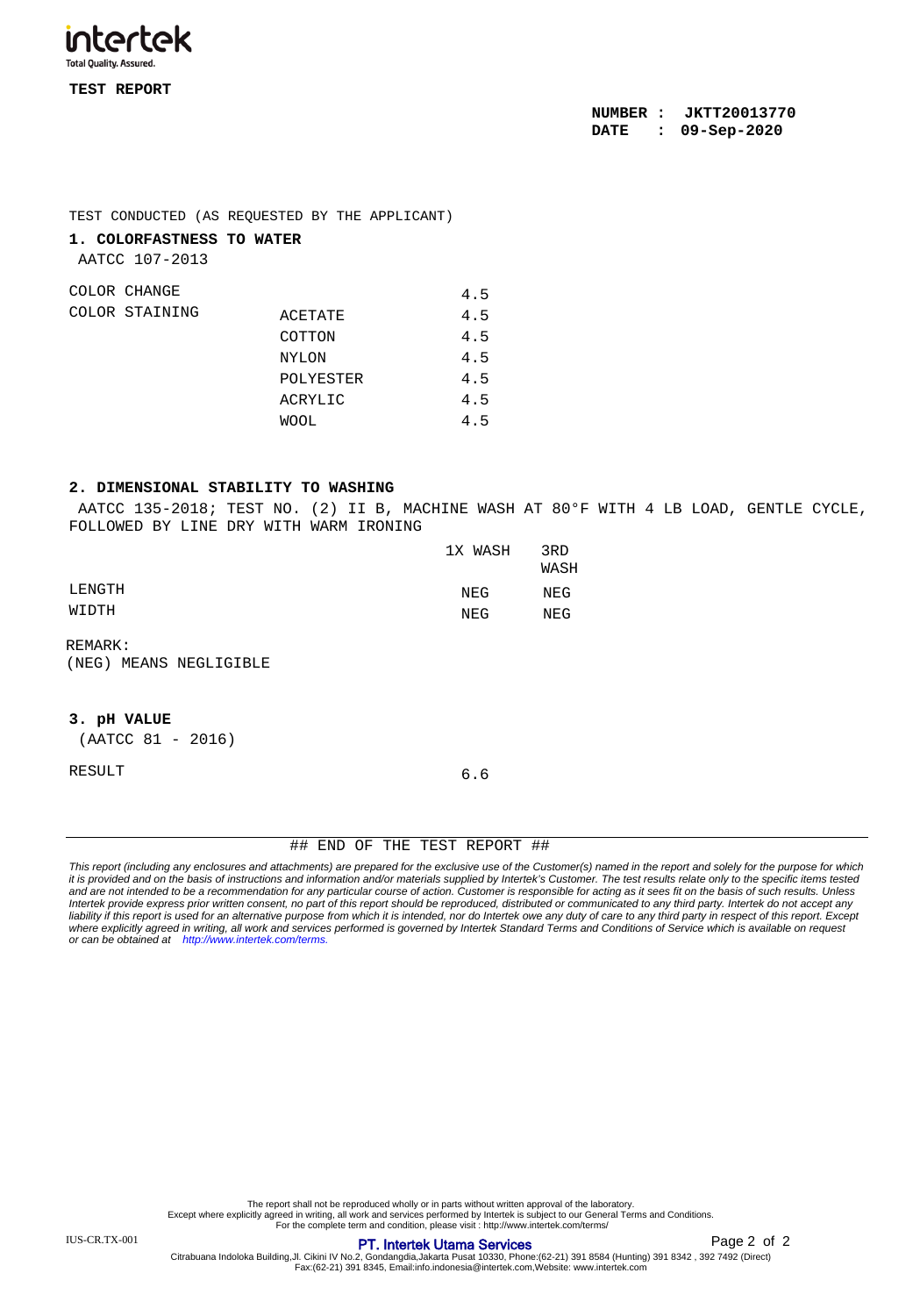**TEST REPORT**

**NUMBER : JKTT20013770**
**DATE : 09-Sep-2020**

TEST CONDUCTED (AS REQUESTED BY THE APPLICANT)

**1. COLORFASTNESS TO WATER**

AATCC 107-2013

| | | |
|---|---|---|
| COLOR CHANGE | | 4.5 |
| COLOR STAINING | ACETATE | 4.5 |
| | COTTON | 4.5 |
| | NYLON | 4.5 |
| | POLYESTER | 4.5 |
| | ACRYLIC | 4.5 |
| | WOOL | 4.5 |

**2. DIMENSIONAL STABILITY TO WASHING**

AATCC 135-2018; TEST NO. (2) II B, MACHINE WASH AT 80°F WITH 4 LB LOAD, GENTLE CYCLE, FOLLOWED BY LINE DRY WITH WARM IRONING

| | 1X WASH | 3RD WASH |
|---|---|---|
| LENGTH | NEG | NEG |
| WIDTH | NEG | NEG |

REMARK:
(NEG) MEANS NEGLIGIBLE

**3. pH VALUE**

(AATCC 81 - 2016)

| | |
|---|---|
| RESULT | 6.6 |

## END OF THE TEST REPORT ##

*This report (including any enclosures and attachments) are prepared for the exclusive use of the Customer(s) named in the report and solely for the purpose for which it is provided and on the basis of instructions and information and/or materials supplied by Intertek's Customer. The test results relate only to the specific items tested and are not intended to be a recommendation for any particular course of action. Customer is responsible for acting as it sees fit on the basis of such results. Unless Intertek provide express prior written consent, no part of this report should be reproduced, distributed or communicated to any third party. Intertek do not accept any liability if this report is used for an alternative purpose from which it is intended, nor do Intertek owe any duty of care to any third party in respect of this report. Except where explicitly agreed in writing, all work and services performed is governed by Intertek Standard Terms and Conditions of Service which is available on request or can be obtained at http://www.intertek.com/terms.*

The report shall not be reproduced wholly or in parts without written approval of the laboratory.
Except where explicitly agreed in writing, all work and services performed by Intertek is subject to our General Terms and Conditions.
For the complete term and condition, please visit : http://www.intertek.com/terms/

IUS-CR.TX-001

PT. Intertek Utama Services
Citrabuana Indoloka Building,Jl. Cikini IV No.2, Gondangdia,Jakarta Pusat 10330, Phone:(62-21) 391 8584 (Hunting) 391 8342 , 392 7492 (Direct)
Fax:(62-21) 391 8345, Email:info.indonesia@intertek.com,Website: www.intertek.com